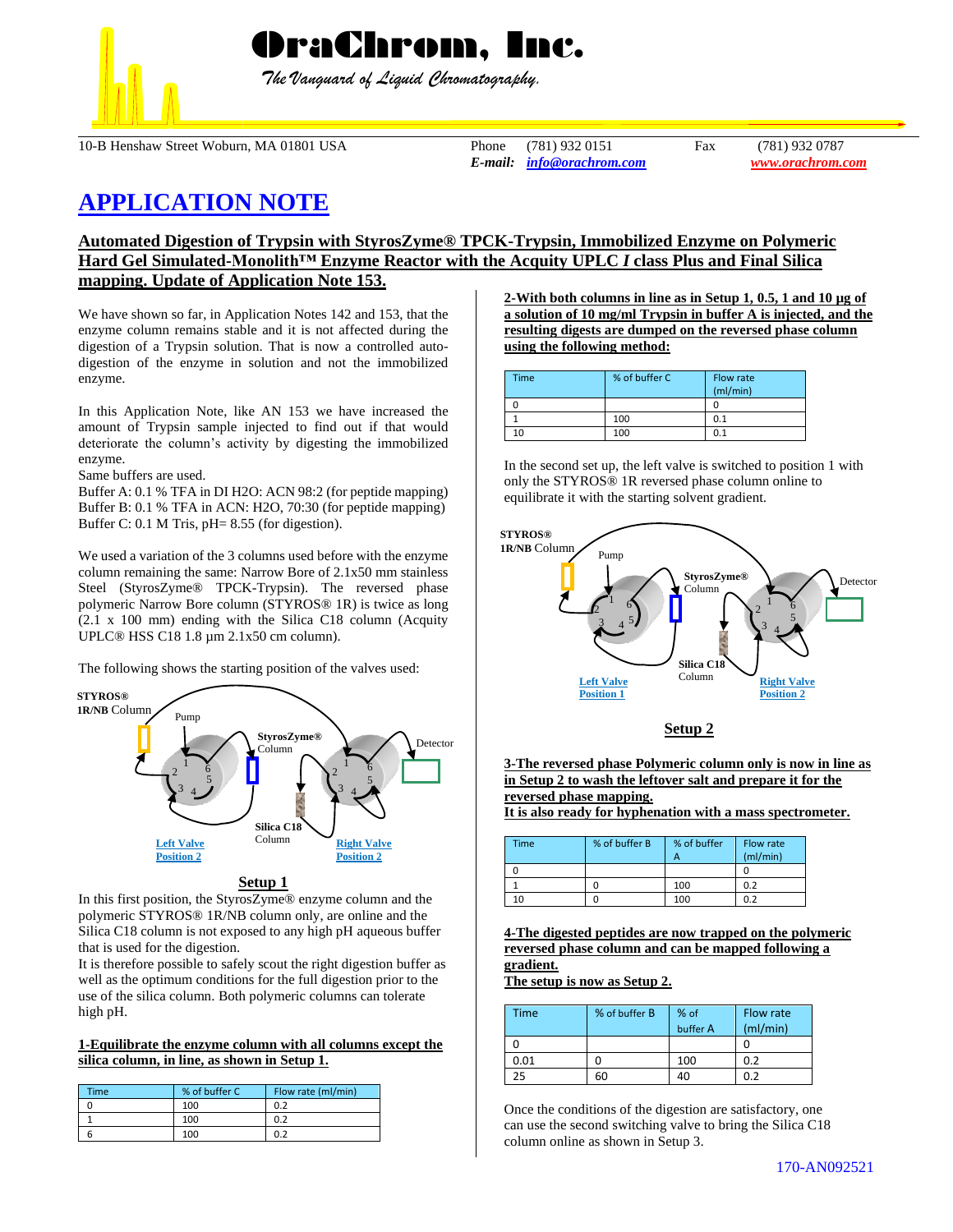# OraChrom, Inc.

*The Vanguard of Liquid Chromatography.*

10-B Henshaw Street Woburn, MA 01801 USA Phone (781) 932 0151 Fax (781) 932 0787
*E-mail:* info@orachrom.com www.orachrom.com

# APPLICATION NOTE

## Automated Digestion of Trypsin with StyrosZyme® TPCK-Trypsin, Immobilized Enzyme on Polymeric Hard Gel Simulated-Monolith™ Enzyme Reactor with the Acquity UPLC *I* class Plus and Final Silica mapping. Update of Application Note 153.

We have shown so far, in Application Notes 142 and 153, that the enzyme column remains stable and it is not affected during the digestion of a Trypsin solution. That is now a controlled auto-digestion of the enzyme in solution and not the immobilized enzyme.

In this Application Note, like AN 153 we have increased the amount of Trypsin sample injected to find out if that would deteriorate the column's activity by digesting the immobilized enzyme.

Same buffers are used.

Buffer A: 0.1 % TFA in DI H2O: ACN 98:2 (for peptide mapping)
Buffer B: 0.1 % TFA in ACN: H2O, 70:30 (for peptide mapping)
Buffer C: 0.1 M Tris, pH= 8.55 (for digestion).

We used a variation of the 3 columns used before with the enzyme column remaining the same: Narrow Bore of 2.1x50 mm stainless Steel (StyrosZyme® TPCK-Trypsin). The reversed phase polymeric Narrow Bore column (STYROS® 1R) is twice as long (2.1 x 100 mm) ending with the Silica C18 column (Acquity UPLC® HSS C18 1.8 µm 2.1x50 cm column).

The following shows the starting position of the valves used:

STYROS® 1R/NB Column — Pump — StyrosZyme® Column — Detector — Silica C18 Column — Left Valve Position 2 — Right Valve Position 2

**Setup 1**

In this first position, the StyrosZyme® enzyme column and the polymeric STYROS® 1R/NB column only, are online and the Silica C18 column is not exposed to any high pH aqueous buffer that is used for the digestion.

It is therefore possible to safely scout the right digestion buffer as well as the optimum conditions for the full digestion prior to the use of the silica column. Both polymeric columns can tolerate high pH.

**1-Equilibrate the enzyme column with all columns except the silica column, in line, as shown in Setup 1.**

| Time | % of buffer C | Flow rate (ml/min) |
|---|---|---|
| 0 | 100 | 0.2 |
| 1 | 100 | 0.2 |
| 6 | 100 | 0.2 |

**2-With both columns in line as in Setup 1, 0.5, 1 and 10 µg of a solution of 10 mg/ml Trypsin in buffer A is injected, and the resulting digests are dumped on the reversed phase column using the following method:**

| Time | % of buffer C | Flow rate (ml/min) |
|---|---|---|
| 0 | | 0 |
| 1 | 100 | 0.1 |
| 10 | 100 | 0.1 |

In the second set up, the left valve is switched to position 1 with only the STYROS® 1R reversed phase column online to equilibrate it with the starting solvent gradient.

STYROS® 1R/NB Column — Pump — StyrosZyme® Column — Detector — Silica C18 Column — Left Valve Position 1 — Right Valve Position 2

**Setup 2**

**3-The reversed phase Polymeric column only is now in line as in Setup 2 to wash the leftover salt and prepare it for the reversed phase mapping.**
**It is also ready for hyphenation with a mass spectrometer.**

| Time | % of buffer B | % of buffer A | Flow rate (ml/min) |
|---|---|---|---|
| 0 | | | 0 |
| 1 | 0 | 100 | 0.2 |
| 10 | 0 | 100 | 0.2 |

**4-The digested peptides are now trapped on the polymeric reversed phase column and can be mapped following a gradient.**
**The setup is now as Setup 2.**

| Time | % of buffer B | % of buffer A | Flow rate (ml/min) |
|---|---|---|---|
| 0 | | | 0 |
| 0.01 | 0 | 100 | 0.2 |
| 25 | 60 | 40 | 0.2 |

Once the conditions of the digestion are satisfactory, one can use the second switching valve to bring the Silica C18 column online as shown in Setup 3.

170-AN092521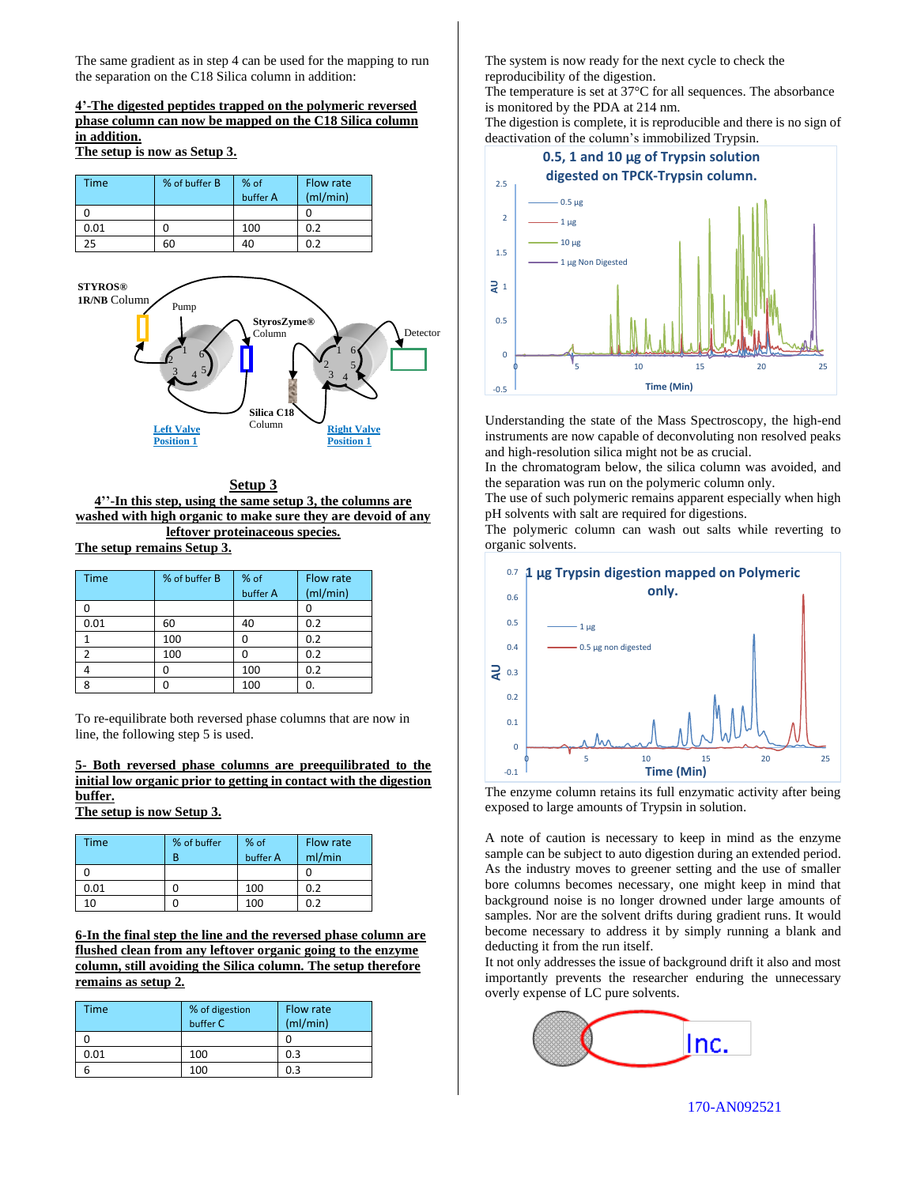The same gradient as in step 4 can be used for the mapping to run the separation on the C18 Silica column in addition:

**4'-The digested peptides trapped on the polymeric reversed phase column can now be mapped on the C18 Silica column in addition.**
**The setup is now as Setup 3.**

| Time | % of buffer B | % of buffer A | Flow rate (ml/min) |
|---|---|---|---|
| 0 | | | 0 |
| 0.01 | 0 | 100 | 0.2 |
| 25 | 60 | 40 | 0.2 |

STYROS®
1R/NB Column
Pump
StyrosZyme® Column
Detector
Silica C18 Column
Left Valve Position 1
Right Valve Position 1

**Setup 3**

**4''-In this step, using the same setup 3, the columns are washed with high organic to make sure they are devoid of any leftover proteinaceous species.**
**The setup remains Setup 3.**

| Time | % of buffer B | % of buffer A | Flow rate (ml/min) |
|---|---|---|---|
| 0 | | | 0 |
| 0.01 | 60 | 40 | 0.2 |
| 1 | 100 | 0 | 0.2 |
| 2 | 100 | 0 | 0.2 |
| 4 | 0 | 100 | 0.2 |
| 8 | 0 | 100 | 0. |

To re-equilibrate both reversed phase columns that are now in line, the following step 5 is used.

**5- Both reversed phase columns are preequilibrated to the initial low organic prior to getting in contact with the digestion buffer.**
**The setup is now Setup 3.**

| Time | % of buffer B | % of buffer A | Flow rate ml/min |
|---|---|---|---|
| 0 | | | 0 |
| 0.01 | 0 | 100 | 0.2 |
| 10 | 0 | 100 | 0.2 |

**6-In the final step the line and the reversed phase column are flushed clean from any leftover organic going to the enzyme column, still avoiding the Silica column. The setup therefore remains as setup 2.**

| Time | % of digestion buffer C | Flow rate (ml/min) |
|---|---|---|
| 0 | | 0 |
| 0.01 | 100 | 0.3 |
| 6 | 100 | 0.3 |

The system is now ready for the next cycle to check the reproducibility of the digestion.
The temperature is set at 37°C for all sequences. The absorbance is monitored by the PDA at 214 nm.
The digestion is complete, it is reproducible and there is no sign of deactivation of the column's immobilized Trypsin.

0.5, 1 and 10 µg of Trypsin solution digested on TPCK-Trypsin column.
0.5 µg
1 µg
10 µg
1 µg Non Digested
AU
Time (Min)

Understanding the state of the Mass Spectroscopy, the high-end instruments are now capable of deconvoluting non resolved peaks and high-resolution silica might not be as crucial.
In the chromatogram below, the silica column was avoided, and the separation was run on the polymeric column only.
The use of such polymeric remains apparent especially when high pH solvents with salt are required for digestions.
The polymeric column can wash out salts while reverting to organic solvents.

1 µg Trypsin digestion mapped on Polymeric only.
1 µg
0.5 µg non digested
AU
Time (Min)

The enzyme column retains its full enzymatic activity after being exposed to large amounts of Trypsin in solution.

A note of caution is necessary to keep in mind as the enzyme sample can be subject to auto digestion during an extended period. As the industry moves to greener setting and the use of smaller bore columns becomes necessary, one might keep in mind that background noise is no longer drowned under large amounts of samples. Nor are the solvent drifts during gradient runs. It would become necessary to address it by simply running a blank and deducting it from the run itself.
It not only addresses the issue of background drift it also and most importantly prevents the researcher enduring the unnecessary overly expense of LC pure solvents.

Inc.

170-AN092521